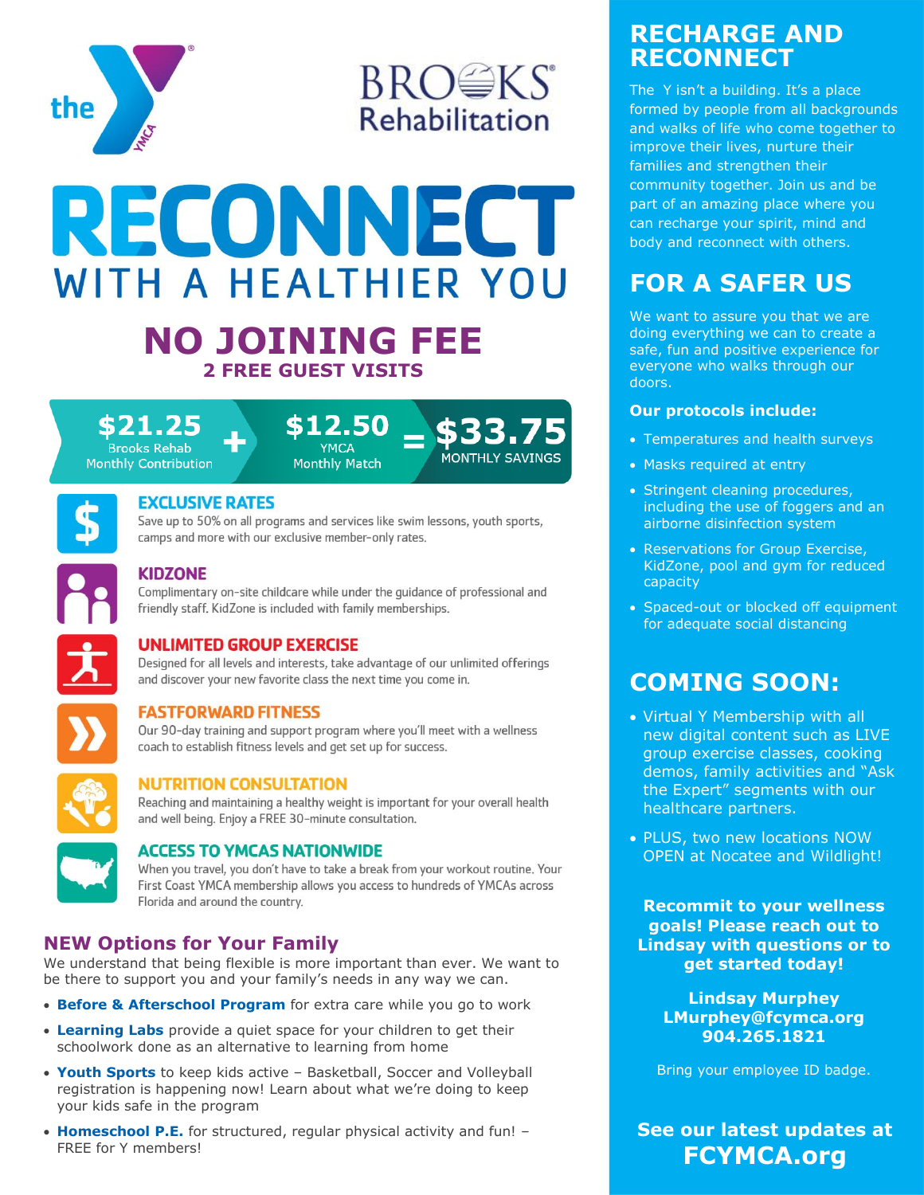# RECONNECT WITH A HEALTHIER YOU

## NO JOINING FEE

**2 FREE GUEST VISITS**

**$21.25** Brooks Rehab Monthly Contribution + **$12.50** YMCA Monthly Match = **$33.75** MONTHLY SAVINGS

### EXCLUSIVE RATES

Save up to 50% on all programs and services like swim lessons, youth sports, camps and more with our exclusive member-only rates.

### KIDZONE

Complimentary on-site childcare while under the guidance of professional and friendly staff. KidZone is included with family memberships.

### UNLIMITED GROUP EXERCISE

Designed for all levels and interests, take advantage of our unlimited offerings and discover your new favorite class the next time you come in.

### FASTFORWARD FITNESS

Our 90-day training and support program where you'll meet with a wellness coach to establish fitness levels and get set up for success.

### NUTRITION CONSULTATION

Reaching and maintaining a healthy weight is important for your overall health and well being. Enjoy a FREE 30-minute consultation.

### ACCESS TO YMCAS NATIONWIDE

When you travel, you don't have to take a break from your workout routine. Your First Coast YMCA membership allows you access to hundreds of YMCAs across Florida and around the country.

## NEW Options for Your Family

We understand that being flexible is more important than ever. We want to be there to support you and your family's needs in any way we can.

- **Before & Afterschool Program** for extra care while you go to work
- **Learning Labs** provide a quiet space for your children to get their schoolwork done as an alternative to learning from home
- **Youth Sports** to keep kids active – Basketball, Soccer and Volleyball registration is happening now! Learn about what we're doing to keep your kids safe in the program
- **Homeschool P.E.** for structured, regular physical activity and fun! – FREE for Y members!

## RECHARGE AND RECONNECT

The Y isn't a building. It's a place formed by people from all backgrounds and walks of life who come together to improve their lives, nurture their families and strengthen their community together. Join us and be part of an amazing place where you can recharge your spirit, mind and body and reconnect with others.

## FOR A SAFER US

We want to assure you that we are doing everything we can to create a safe, fun and positive experience for everyone who walks through our doors.

**Our protocols include:**

- Temperatures and health surveys
- Masks required at entry
- Stringent cleaning procedures, including the use of foggers and an airborne disinfection system
- Reservations for Group Exercise, KidZone, pool and gym for reduced capacity
- Spaced-out or blocked off equipment for adequate social distancing

## COMING SOON:

- Virtual Y Membership with all new digital content such as LIVE group exercise classes, cooking demos, family activities and "Ask the Expert" segments with our healthcare partners.
- PLUS, two new locations NOW OPEN at Nocatee and Wildlight!

**Recommit to your wellness goals! Please reach out to Lindsay with questions or to get started today!**

**Lindsay Murphey**
**LMurphey@fcymca.org**
**904.265.1821**

Bring your employee ID badge.

**See our latest updates at FCYMCA.org**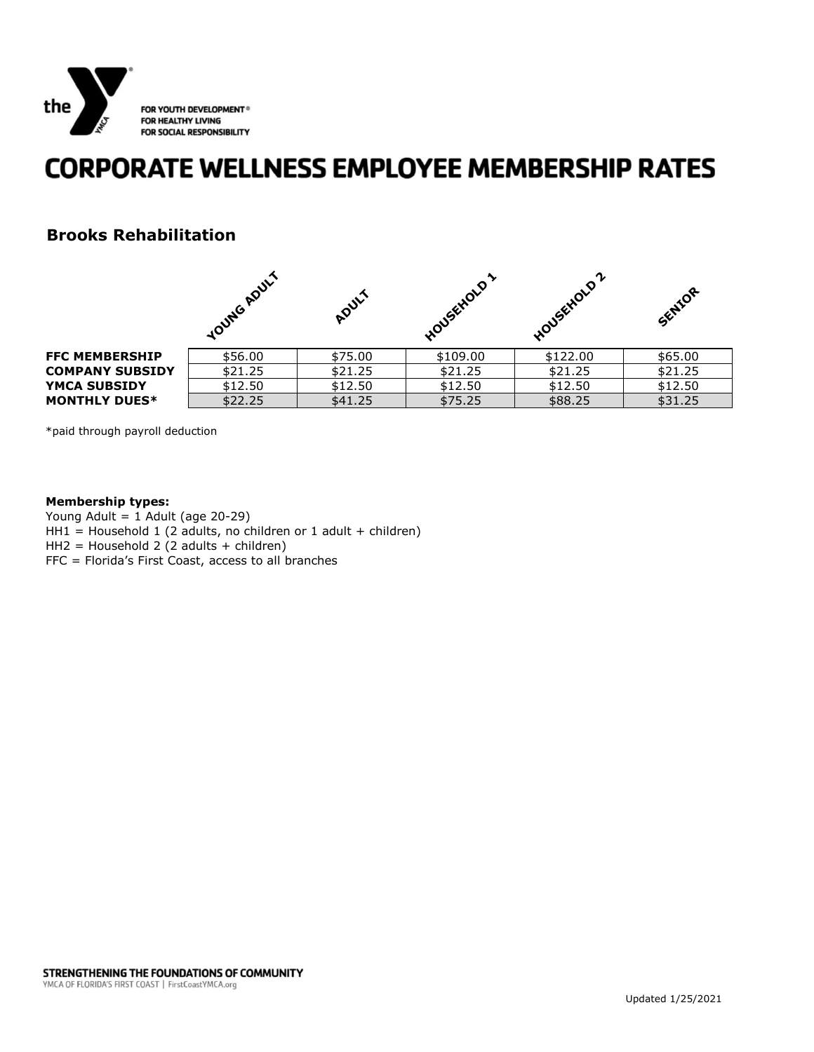the FOR YOUTH DEVELOPMENT® FOR HEALTHY LIVING FOR SOCIAL RESPONSIBILITY

# CORPORATE WELLNESS EMPLOYEE MEMBERSHIP RATES

## Brooks Rehabilitation

| | YOUNG ADULT | ADULT | HOUSEHOLD 1 | HOUSEHOLD 2 | SENIOR |
|---|---|---|---|---|---|
| **FFC MEMBERSHIP** | $56.00 | $75.00 | $109.00 | $122.00 | $65.00 |
| **COMPANY SUBSIDY** | $21.25 | $21.25 | $21.25 | $21.25 | $21.25 |
| **YMCA SUBSIDY** | $12.50 | $12.50 | $12.50 | $12.50 | $12.50 |
| **MONTHLY DUES*** | $22.25 | $41.25 | $75.25 | $88.25 | $31.25 |

*paid through payroll deduction

**Membership types:**
Young Adult = 1 Adult (age 20-29)
HH1 = Household 1 (2 adults, no children or 1 adult + children)
HH2 = Household 2 (2 adults + children)
FFC = Florida's First Coast, access to all branches

STRENGTHENING THE FOUNDATIONS OF COMMUNITY
YMCA OF FLORIDA'S FIRST COAST | FirstCoastYMCA.org

Updated 1/25/2021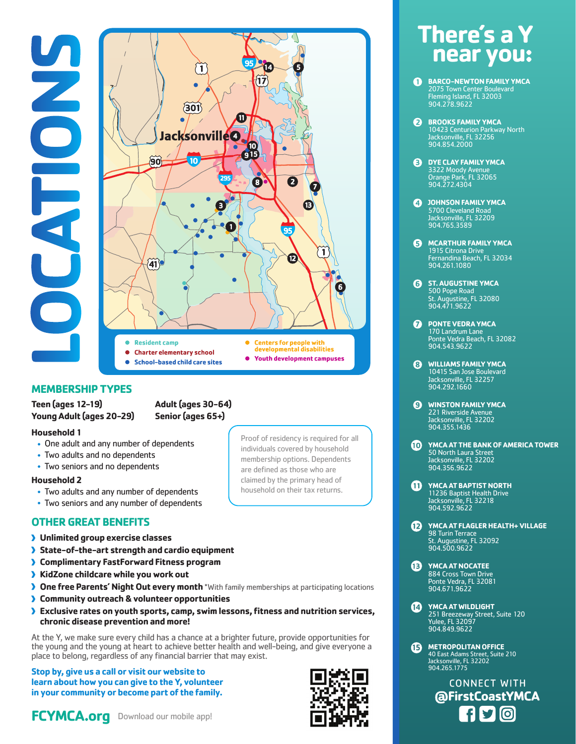# LOCATIONS

1
301
Jacksonville
4
11
95
14
17
5
10
9 15
90
10
295
8
2
7
3
13
1
95
12
1
41
6

- Resident camp
- Charter elementary school
- School-based child care sites
- Centers for people with developmental disabilities
- Youth development campuses

## MEMBERSHIP TYPES

**Teen (ages 12-19)**
**Young Adult (ages 20-29)**
**Adult (ages 30-64)**
**Senior (ages 65+)**

**Household 1**

- One adult and any number of dependents
- Two adults and no dependents
- Two seniors and no dependents

**Household 2**

- Two adults and any number of dependents
- Two seniors and any number of dependents

Proof of residency is required for all individuals covered by household membership options. Dependents are defined as those who are claimed by the primary head of household on their tax returns.

## OTHER GREAT BENEFITS

- **Unlimited group exercise classes**
- **State-of-the-art strength and cardio equipment**
- **Complimentary FastForward Fitness program**
- **KidZone childcare while you work out**
- **One free Parents' Night Out every month** *With family memberships at participating locations
- **Community outreach & volunteer opportunities**
- **Exclusive rates on youth sports, camp, swim lessons, fitness and nutrition services, chronic disease prevention and more!**

At the Y, we make sure every child has a chance at a brighter future, provide opportunities for the young and the young at heart to achieve better health and well-being, and give everyone a place to belong, regardless of any financial barrier that may exist.

**Stop by, give us a call or visit our website to learn about how you can give to the Y, volunteer in your community or become part of the family.**

**FCYMCA.org** Download our mobile app!

# There's a Y near you:

1. **BARCO-NEWTON FAMILY YMCA**
   2075 Town Center Boulevard
   Fleming Island, FL 32003
   904.278.9622
2. **BROOKS FAMILY YMCA**
   10423 Centurion Parkway North
   Jacksonville, FL 32256
   904.854.2000
3. **DYE CLAY FAMILY YMCA**
   3322 Moody Avenue
   Orange Park, FL 32065
   904.272.4304
4. **JOHNSON FAMILY YMCA**
   5700 Cleveland Road
   Jacksonville, FL 32209
   904.765.3589
5. **MCARTHUR FAMILY YMCA**
   1915 Citrona Drive
   Fernandina Beach, FL 32034
   904.261.1080
6. **ST. AUGUSTINE YMCA**
   500 Pope Road
   St. Augustine, FL 32080
   904.471.9622
7. **PONTE VEDRA YMCA**
   170 Landrum Lane
   Ponte Vedra Beach, FL 32082
   904.543.9622
8. **WILLIAMS FAMILY YMCA**
   10415 San Jose Boulevard
   Jacksonville, FL 32257
   904.292.1660
9. **WINSTON FAMILY YMCA**
   221 Riverside Avenue
   Jacksonville, FL 32202
   904.355.1436
10. **YMCA AT THE BANK OF AMERICA TOWER**
    50 North Laura Street
    Jacksonville, FL 32202
    904.356.9622
11. **YMCA AT BAPTIST NORTH**
    11236 Baptist Health Drive
    Jacksonville, FL 32218
    904.592.9622
12. **YMCA AT FLAGLER HEALTH+ VILLAGE**
    98 Turin Terrace
    St. Augustine, FL 32092
    904.500.9622
13. **YMCA AT NOCATEE**
    884 Cross Town Drive
    Ponte Vedra, FL 32081
    904.671.9622
14. **YMCA AT WILDLIGHT**
    251 Breezeway Street, Suite 120
    Yulee, FL 32097
    904.849.9622
15. **METROPOLITAN OFFICE**
    40 East Adams Street, Suite 210
    Jacksonville, FL 32202
    904.265.1775

CONNECT WITH
**@FirstCoastYMCA**